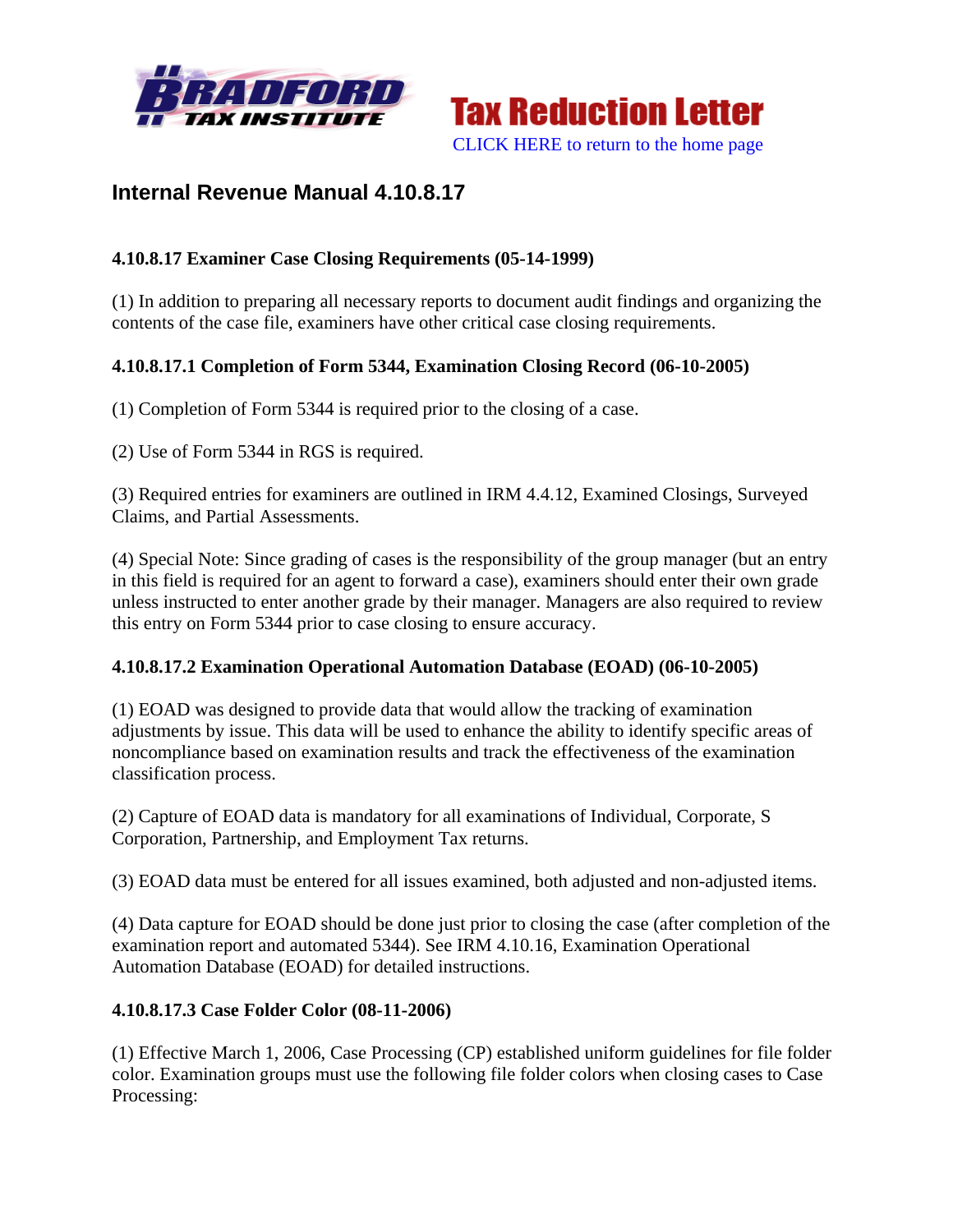Tax Reduction Letter

CLICK HERE to return to the home page

# Internal Revenue Manual 4.10.8.17

### 4.10.8.17 Examiner Case Closing Requirements (05-14-1999)

(1) In addition to preparing all necessary reports to document audit findings and organizing the contents of the case file, examiners have other critical case closing requirements.

### 4.10.8.17.1 Completion of Form 5344, Examination Closing Record (06-10-2005)

(1) Completion of Form 5344 is required prior to the closing of a case.

(2) Use of Form 5344 in RGS is required.

(3) Required entries for examiners are outlined in IRM 4.4.12, Examined Closings, Surveyed Claims, and Partial Assessments.

(4) Special Note: Since grading of cases is the responsibility of the group manager (but an entry in this field is required for an agent to forward a case), examiners should enter their own grade unless instructed to enter another grade by their manager. Managers are also required to review this entry on Form 5344 prior to case closing to ensure accuracy.

### 4.10.8.17.2 Examination Operational Automation Database (EOAD) (06-10-2005)

(1) EOAD was designed to provide data that would allow the tracking of examination adjustments by issue. This data will be used to enhance the ability to identify specific areas of noncompliance based on examination results and track the effectiveness of the examination classification process.

(2) Capture of EOAD data is mandatory for all examinations of Individual, Corporate, S Corporation, Partnership, and Employment Tax returns.

(3) EOAD data must be entered for all issues examined, both adjusted and non-adjusted items.

(4) Data capture for EOAD should be done just prior to closing the case (after completion of the examination report and automated 5344). See IRM 4.10.16, Examination Operational Automation Database (EOAD) for detailed instructions.

### 4.10.8.17.3 Case Folder Color (08-11-2006)

(1) Effective March 1, 2006, Case Processing (CP) established uniform guidelines for file folder color. Examination groups must use the following file folder colors when closing cases to Case Processing: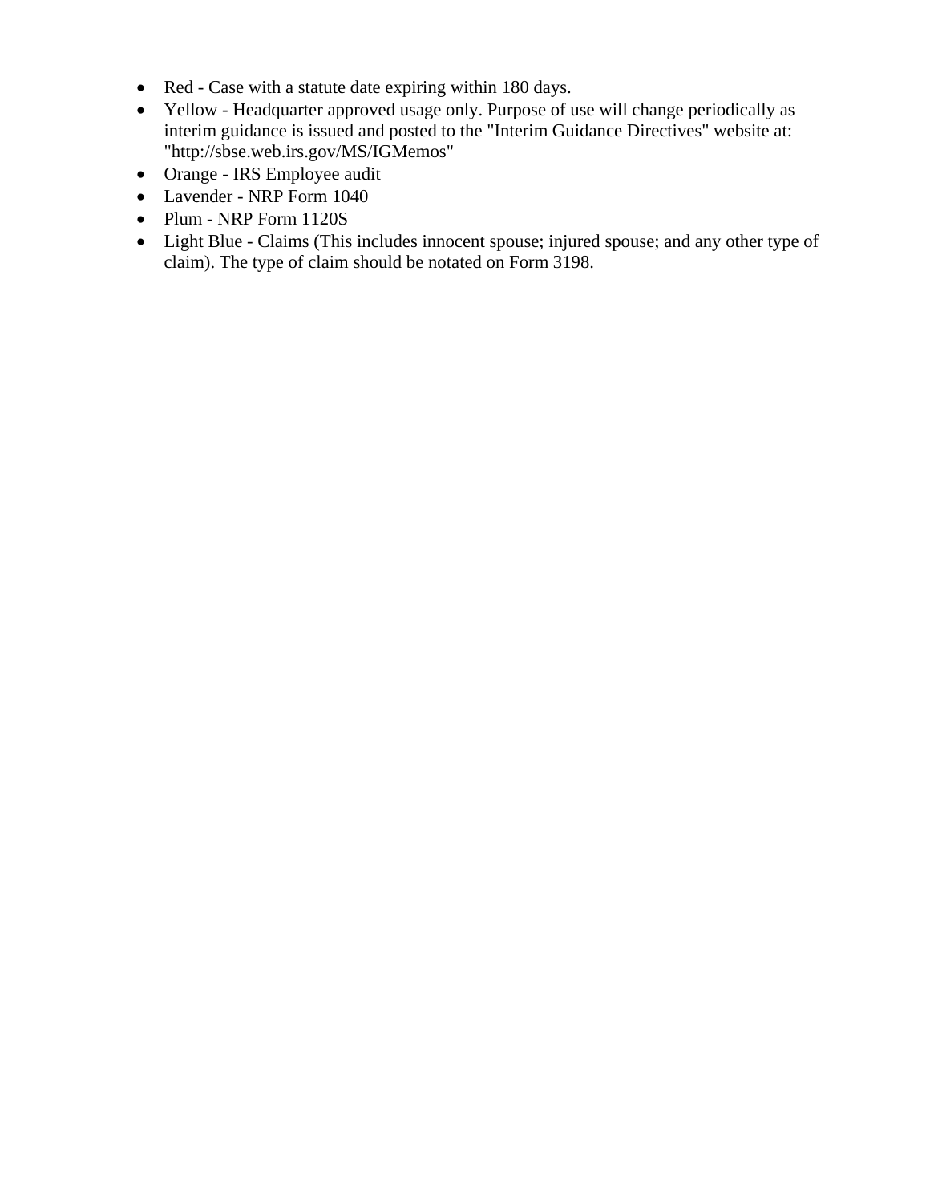- Red - Case with a statute date expiring within 180 days.
- Yellow - Headquarter approved usage only. Purpose of use will change periodically as interim guidance is issued and posted to the "Interim Guidance Directives" website at: "http://sbse.web.irs.gov/MS/IGMemos"
- Orange - IRS Employee audit
- Lavender - NRP Form 1040
- Plum - NRP Form 1120S
- Light Blue - Claims (This includes innocent spouse; injured spouse; and any other type of claim). The type of claim should be notated on Form 3198.